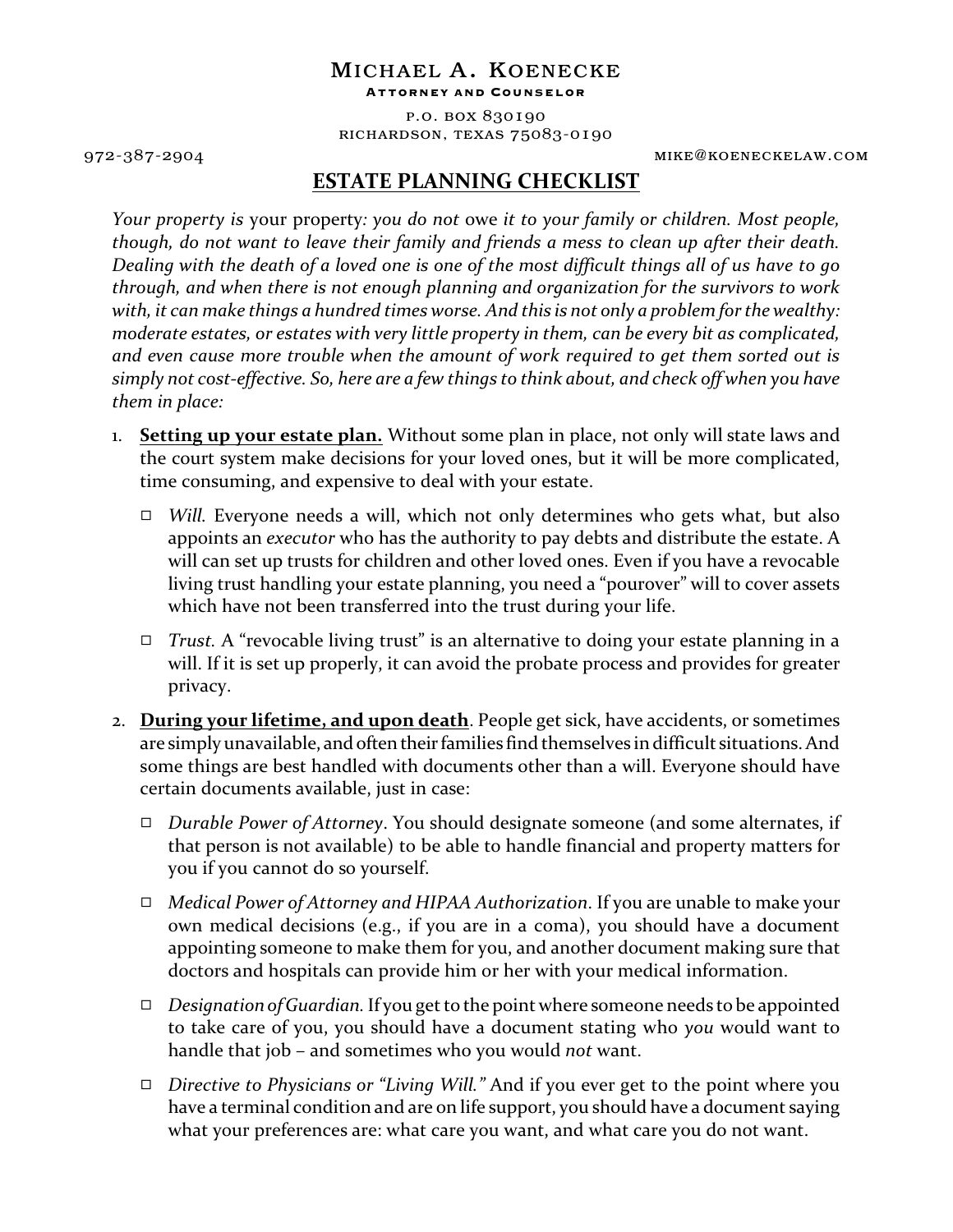# Michael A. Koenecke

**Attorney and Counselor**

P.O. Box 830190
Richardson, Texas 75083-0190

972-387-2904 mike@koeneckelaw.com

## ESTATE PLANNING CHECKLIST

*Your property is* your property*: you do not* owe *it to your family or children. Most people, though, do not want to leave their family and friends a mess to clean up after their death. Dealing with the death of a loved one is one of the most difficult things all of us have to go through, and when there is not enough planning and organization for the survivors to work with, it can make things a hundred times worse. And this is not only a problem for the wealthy: moderate estates, or estates with very little property in them, can be every bit as complicated, and even cause more trouble when the amount of work required to get them sorted out is simply not cost-effective. So, here are a few things to think about, and check off when you have them in place:*

1. **Setting up your estate plan.** Without some plan in place, not only will state laws and the court system make decisions for your loved ones, but it will be more complicated, time consuming, and expensive to deal with your estate.

   - ☐ *Will.* Everyone needs a will, which not only determines who gets what, but also appoints an *executor* who has the authority to pay debts and distribute the estate. A will can set up trusts for children and other loved ones. Even if you have a revocable living trust handling your estate planning, you need a "pourover" will to cover assets which have not been transferred into the trust during your life.

   - ☐ *Trust.* A "revocable living trust" is an alternative to doing your estate planning in a will. If it is set up properly, it can avoid the probate process and provides for greater privacy.

2. **During your lifetime, and upon death**. People get sick, have accidents, or sometimes are simply unavailable, and often their families find themselves in difficult situations. And some things are best handled with documents other than a will. Everyone should have certain documents available, just in case:

   - ☐ *Durable Power of Attorney*. You should designate someone (and some alternates, if that person is not available) to be able to handle financial and property matters for you if you cannot do so yourself.

   - ☐ *Medical Power of Attorney and HIPAA Authorization*. If you are unable to make your own medical decisions (e.g., if you are in a coma), you should have a document appointing someone to make them for you, and another document making sure that doctors and hospitals can provide him or her with your medical information.

   - ☐ *Designation of Guardian.* If you get to the point where someone needs to be appointed to take care of you, you should have a document stating who *you* would want to handle that job – and sometimes who you would *not* want.

   - ☐ *Directive to Physicians or "Living Will."* And if you ever get to the point where you have a terminal condition and are on life support, you should have a document saying what your preferences are: what care you want, and what care you do not want.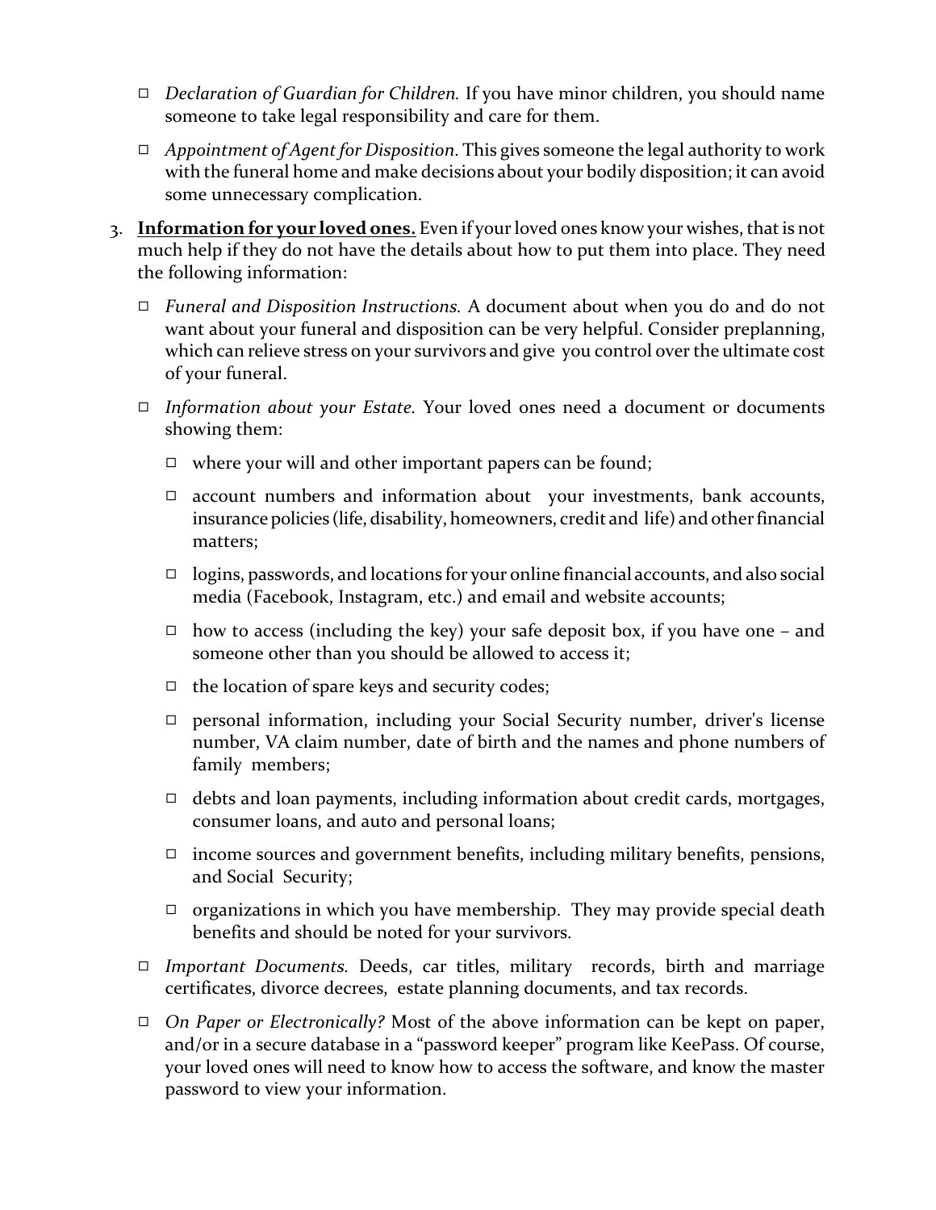- *Declaration of Guardian for Children.* If you have minor children, you should name someone to take legal responsibility and care for them.

- *Appointment of Agent for Disposition*. This gives someone the legal authority to work with the funeral home and make decisions about your bodily disposition; it can avoid some unnecessary complication.

3. **<u>Information for your loved ones.</u>** Even if your loved ones know your wishes, that is not much help if they do not have the details about how to put them into place. They need the following information:

   - *Funeral and Disposition Instructions.* A document about when you do and do not want about your funeral and disposition can be very helpful. Consider preplanning, which can relieve stress on your survivors and give you control over the ultimate cost of your funeral.

   - *Information about your Estate.* Your loved ones need a document or documents showing them:

     - where your will and other important papers can be found;

     - account numbers and information about your investments, bank accounts, insurance policies (life, disability, homeowners, credit and life) and other financial matters;

     - logins, passwords, and locations for your online financial accounts, and also social media (Facebook, Instagram, etc.) and email and website accounts;

     - how to access (including the key) your safe deposit box, if you have one – and someone other than you should be allowed to access it;

     - the location of spare keys and security codes;

     - personal information, including your Social Security number, driver's license number, VA claim number, date of birth and the names and phone numbers of family members;

     - debts and loan payments, including information about credit cards, mortgages, consumer loans, and auto and personal loans;

     - income sources and government benefits, including military benefits, pensions, and Social Security;

     - organizations in which you have membership. They may provide special death benefits and should be noted for your survivors.

   - *Important Documents.* Deeds, car titles, military records, birth and marriage certificates, divorce decrees, estate planning documents, and tax records.

   - *On Paper or Electronically?* Most of the above information can be kept on paper, and/or in a secure database in a "password keeper" program like KeePass. Of course, your loved ones will need to know how to access the software, and know the master password to view your information.